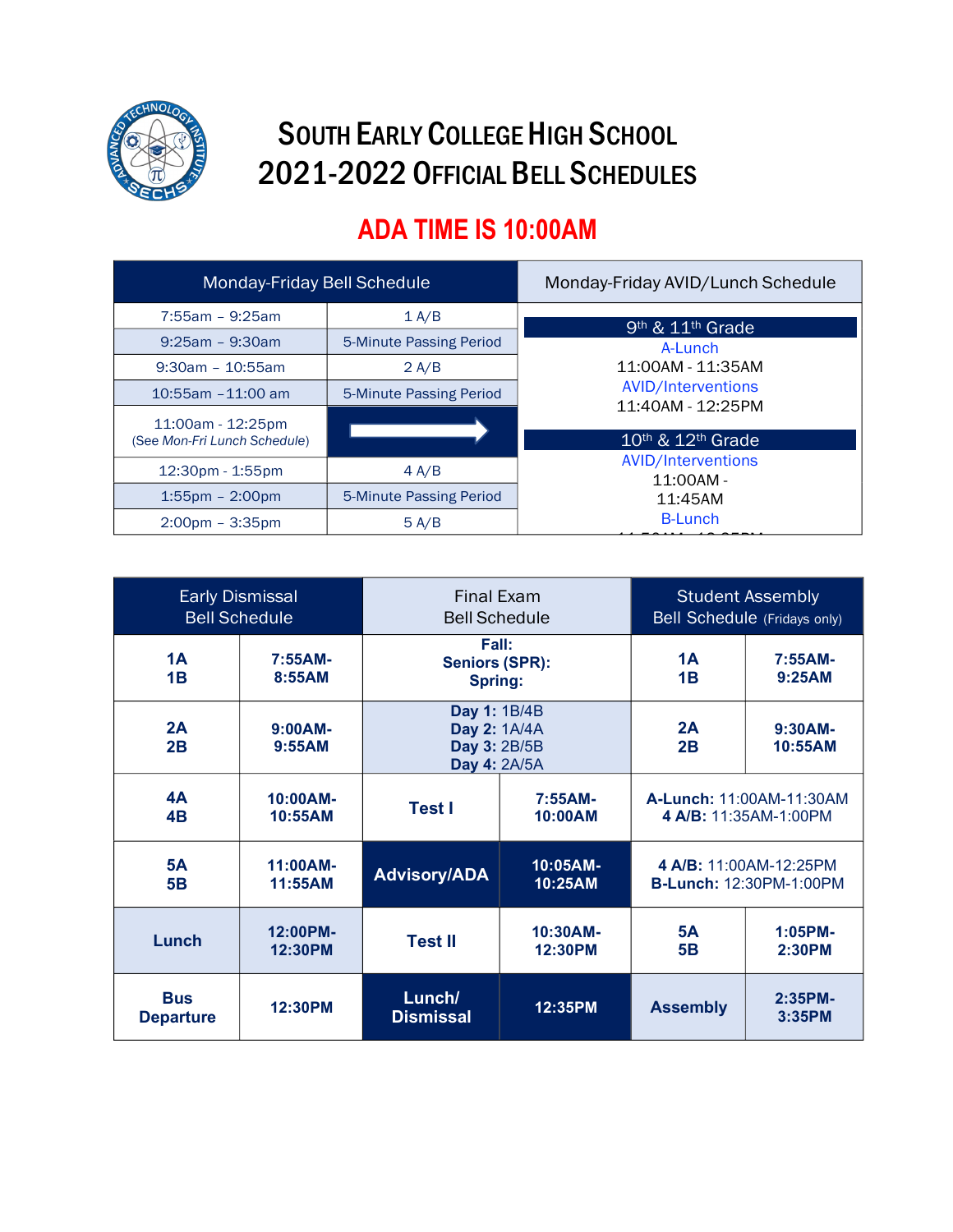# SOUTH EARLY COLLEGE HIGH SCHOOL
# 2021-2022 OFFICIAL BELL SCHEDULES

## ADA TIME IS 10:00AM

| Monday-Friday Bell Schedule | |
|---|---|
| 7:55am – 9:25am | 1 A/B |
| 9:25am – 9:30am | 5-Minute Passing Period |
| 9:30am – 10:55am | 2 A/B |
| 10:55am –11:00 am | 5-Minute Passing Period |
| 11:00am - 12:25pm (See *Mon-Fri Lunch Schedule*) | → |
| 12:30pm - 1:55pm | 4 A/B |
| 1:55pm – 2:00pm | 5-Minute Passing Period |
| 2:00pm – 3:35pm | 5 A/B |

**Monday-Friday AVID/Lunch Schedule**

**9th & 11th Grade**
- A-Lunch: 11:00AM - 11:35AM
- AVID/Interventions: 11:40AM - 12:25PM

**10th & 12th Grade**
- AVID/Interventions: 11:00AM - 11:45AM
- B-Lunch: 11:50AM - 12:25PM

| Early Dismissal Bell Schedule | | Final Exam Bell Schedule | | Student Assembly Bell Schedule (Fridays only) | |
|---|---|---|---|---|---|
| **1A 1B** | **7:55AM-8:55AM** | **Fall: Seniors (SPR): Spring:** | | **1A 1B** | **7:55AM-9:25AM** |
| **2A 2B** | **9:00AM-9:55AM** | **Day 1:** 1B/4B **Day 2:** 1A/4A **Day 3:** 2B/5B **Day 4:** 2A/5A | | **2A 2B** | **9:30AM-10:55AM** |
| **4A 4B** | **10:00AM-10:55AM** | **Test I** | **7:55AM-10:00AM** | **A-Lunch:** 11:00AM-11:30AM **4 A/B:** 11:35AM-1:00PM | |
| **5A 5B** | **11:00AM-11:55AM** | **Advisory/ADA** | **10:05AM-10:25AM** | **4 A/B:** 11:00AM-12:25PM **B-Lunch:** 12:30PM-1:00PM | |
| **Lunch** | **12:00PM-12:30PM** | **Test II** | **10:30AM-12:30PM** | **5A 5B** | **1:05PM-2:30PM** |
| **Bus Departure** | **12:30PM** | **Lunch/ Dismissal** | **12:35PM** | **Assembly** | **2:35PM-3:35PM** |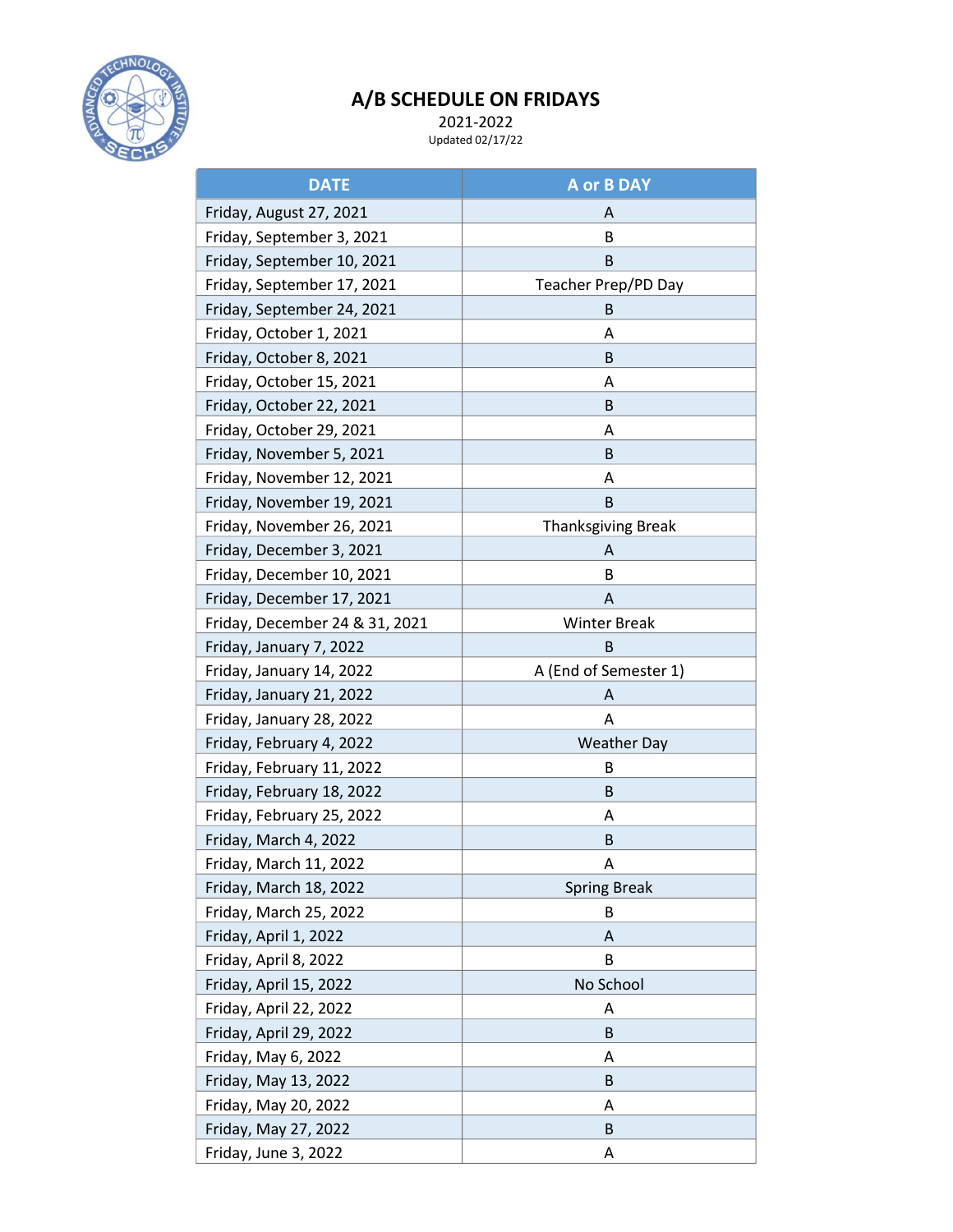# A/B SCHEDULE ON FRIDAYS

2021-2022

Updated 02/17/22

| DATE | A or B DAY |
|---|---|
| Friday, August 27, 2021 | A |
| Friday, September 3, 2021 | B |
| Friday, September 10, 2021 | B |
| Friday, September 17, 2021 | Teacher Prep/PD Day |
| Friday, September 24, 2021 | B |
| Friday, October 1, 2021 | A |
| Friday, October 8, 2021 | B |
| Friday, October 15, 2021 | A |
| Friday, October 22, 2021 | B |
| Friday, October 29, 2021 | A |
| Friday, November 5, 2021 | B |
| Friday, November 12, 2021 | A |
| Friday, November 19, 2021 | B |
| Friday, November 26, 2021 | Thanksgiving Break |
| Friday, December 3, 2021 | A |
| Friday, December 10, 2021 | B |
| Friday, December 17, 2021 | A |
| Friday, December 24 & 31, 2021 | Winter Break |
| Friday, January 7, 2022 | B |
| Friday, January 14, 2022 | A (End of Semester 1) |
| Friday, January 21, 2022 | A |
| Friday, January 28, 2022 | A |
| Friday, February 4, 2022 | Weather Day |
| Friday, February 11, 2022 | B |
| Friday, February 18, 2022 | B |
| Friday, February 25, 2022 | A |
| Friday, March 4, 2022 | B |
| Friday, March 11, 2022 | A |
| Friday, March 18, 2022 | Spring Break |
| Friday, March 25, 2022 | B |
| Friday, April 1, 2022 | A |
| Friday, April 8, 2022 | B |
| Friday, April 15, 2022 | No School |
| Friday, April 22, 2022 | A |
| Friday, April 29, 2022 | B |
| Friday, May 6, 2022 | A |
| Friday, May 13, 2022 | B |
| Friday, May 20, 2022 | A |
| Friday, May 27, 2022 | B |
| Friday, June 3, 2022 | A |